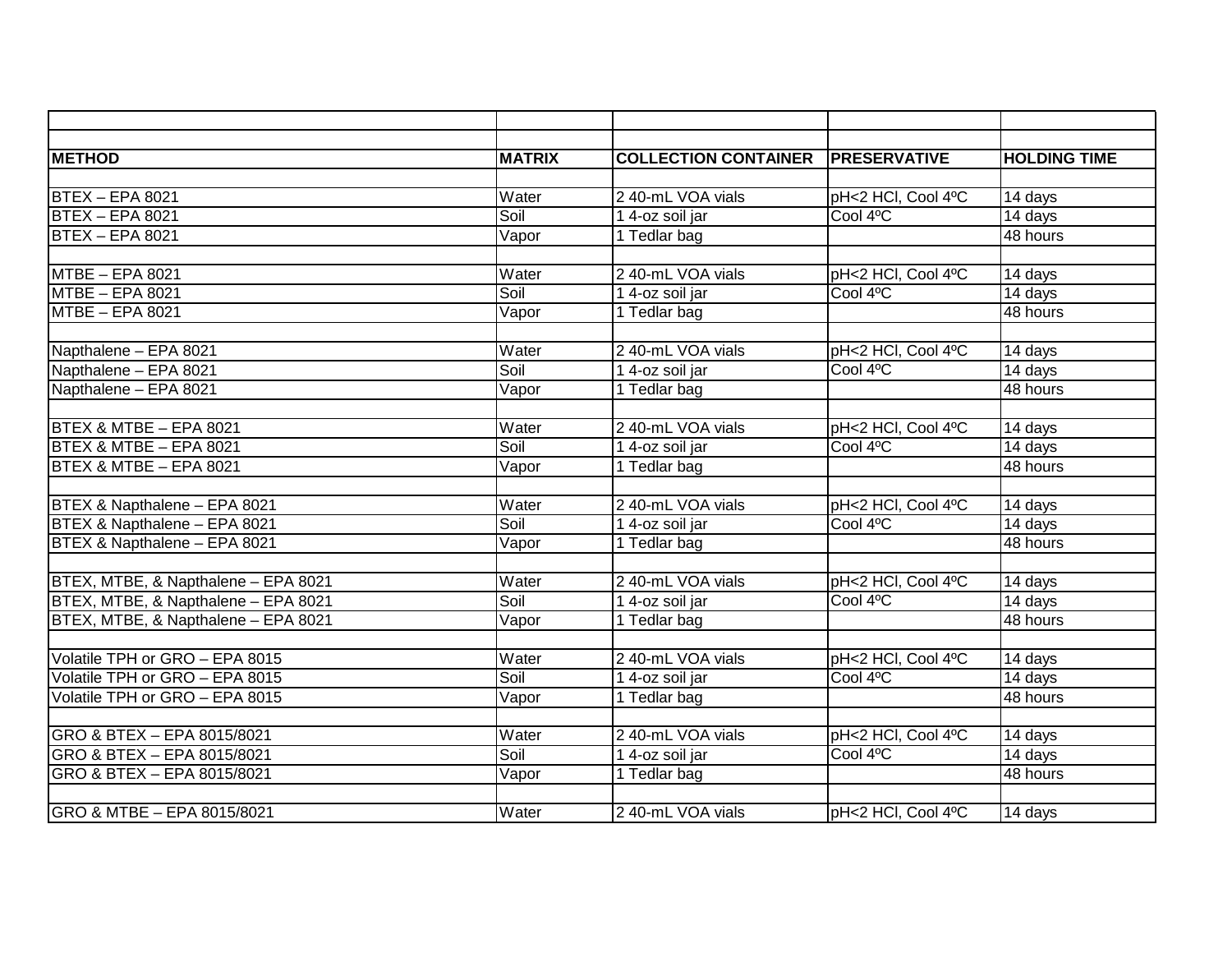| METHOD | MATRIX | COLLECTION CONTAINER | PRESERVATIVE | HOLDING TIME |
|---|---|---|---|---|
| | | | | |
| BTEX – EPA 8021 | Water | 2 40-mL VOA vials | pH<2 HCl, Cool 4ºC | 14 days |
| BTEX – EPA 8021 | Soil | 1 4-oz soil jar | Cool 4ºC | 14 days |
| BTEX – EPA 8021 | Vapor | 1 Tedlar bag | | 48 hours |
| | | | | |
| MTBE – EPA 8021 | Water | 2 40-mL VOA vials | pH<2 HCl, Cool 4ºC | 14 days |
| MTBE – EPA 8021 | Soil | 1 4-oz soil jar | Cool 4ºC | 14 days |
| MTBE – EPA 8021 | Vapor | 1 Tedlar bag | | 48 hours |
| | | | | |
| Napthalene – EPA 8021 | Water | 2 40-mL VOA vials | pH<2 HCl, Cool 4ºC | 14 days |
| Napthalene – EPA 8021 | Soil | 1 4-oz soil jar | Cool 4ºC | 14 days |
| Napthalene – EPA 8021 | Vapor | 1 Tedlar bag | | 48 hours |
| | | | | |
| BTEX & MTBE – EPA 8021 | Water | 2 40-mL VOA vials | pH<2 HCl, Cool 4ºC | 14 days |
| BTEX & MTBE – EPA 8021 | Soil | 1 4-oz soil jar | Cool 4ºC | 14 days |
| BTEX & MTBE – EPA 8021 | Vapor | 1 Tedlar bag | | 48 hours |
| | | | | |
| BTEX & Napthalene – EPA 8021 | Water | 2 40-mL VOA vials | pH<2 HCl, Cool 4ºC | 14 days |
| BTEX & Napthalene – EPA 8021 | Soil | 1 4-oz soil jar | Cool 4ºC | 14 days |
| BTEX & Napthalene – EPA 8021 | Vapor | 1 Tedlar bag | | 48 hours |
| | | | | |
| BTEX, MTBE, & Napthalene – EPA 8021 | Water | 2 40-mL VOA vials | pH<2 HCl, Cool 4ºC | 14 days |
| BTEX, MTBE, & Napthalene – EPA 8021 | Soil | 1 4-oz soil jar | Cool 4ºC | 14 days |
| BTEX, MTBE, & Napthalene – EPA 8021 | Vapor | 1 Tedlar bag | | 48 hours |
| | | | | |
| Volatile TPH or GRO – EPA 8015 | Water | 2 40-mL VOA vials | pH<2 HCl, Cool 4ºC | 14 days |
| Volatile TPH or GRO – EPA 8015 | Soil | 1 4-oz soil jar | Cool 4ºC | 14 days |
| Volatile TPH or GRO – EPA 8015 | Vapor | 1 Tedlar bag | | 48 hours |
| | | | | |
| GRO & BTEX – EPA 8015/8021 | Water | 2 40-mL VOA vials | pH<2 HCl, Cool 4ºC | 14 days |
| GRO & BTEX – EPA 8015/8021 | Soil | 1 4-oz soil jar | Cool 4ºC | 14 days |
| GRO & BTEX – EPA 8015/8021 | Vapor | 1 Tedlar bag | | 48 hours |
| | | | | |
| GRO & MTBE – EPA 8015/8021 | Water | 2 40-mL VOA vials | pH<2 HCl, Cool 4ºC | 14 days |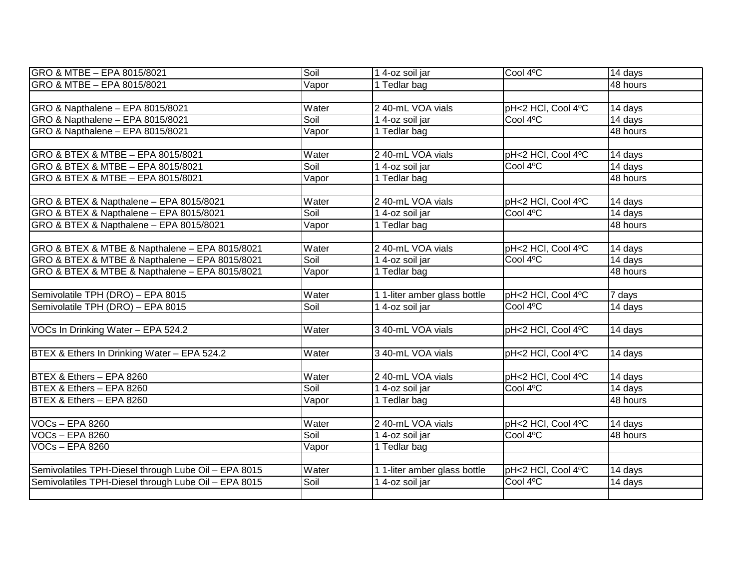| | | | | |
|---|---|---|---|---|
| GRO & MTBE – EPA 8015/8021 | Soil | 1 4-oz soil jar | Cool 4ºC | 14 days |
| GRO & MTBE – EPA 8015/8021 | Vapor | 1 Tedlar bag | | 48 hours |
| | | | | |
| GRO & Napthalene – EPA 8015/8021 | Water | 2 40-mL VOA vials | pH<2 HCl, Cool 4ºC | 14 days |
| GRO & Napthalene – EPA 8015/8021 | Soil | 1 4-oz soil jar | Cool 4ºC | 14 days |
| GRO & Napthalene – EPA 8015/8021 | Vapor | 1 Tedlar bag | | 48 hours |
| | | | | |
| GRO & BTEX & MTBE – EPA 8015/8021 | Water | 2 40-mL VOA vials | pH<2 HCl, Cool 4ºC | 14 days |
| GRO & BTEX & MTBE – EPA 8015/8021 | Soil | 1 4-oz soil jar | Cool 4ºC | 14 days |
| GRO & BTEX & MTBE – EPA 8015/8021 | Vapor | 1 Tedlar bag | | 48 hours |
| | | | | |
| GRO & BTEX & Napthalene – EPA 8015/8021 | Water | 2 40-mL VOA vials | pH<2 HCl, Cool 4ºC | 14 days |
| GRO & BTEX & Napthalene – EPA 8015/8021 | Soil | 1 4-oz soil jar | Cool 4ºC | 14 days |
| GRO & BTEX & Napthalene – EPA 8015/8021 | Vapor | 1 Tedlar bag | | 48 hours |
| | | | | |
| GRO & BTEX & MTBE & Napthalene – EPA 8015/8021 | Water | 2 40-mL VOA vials | pH<2 HCl, Cool 4ºC | 14 days |
| GRO & BTEX & MTBE & Napthalene – EPA 8015/8021 | Soil | 1 4-oz soil jar | Cool 4ºC | 14 days |
| GRO & BTEX & MTBE & Napthalene – EPA 8015/8021 | Vapor | 1 Tedlar bag | | 48 hours |
| | | | | |
| Semivolatile TPH (DRO) – EPA 8015 | Water | 1 1-liter amber glass bottle | pH<2 HCl, Cool 4ºC | 7 days |
| Semivolatile TPH (DRO) – EPA 8015 | Soil | 1 4-oz soil jar | Cool 4ºC | 14 days |
| | | | | |
| VOCs In Drinking Water – EPA 524.2 | Water | 3 40-mL VOA vials | pH<2 HCl, Cool 4ºC | 14 days |
| | | | | |
| BTEX & Ethers In Drinking Water – EPA 524.2 | Water | 3 40-mL VOA vials | pH<2 HCl, Cool 4ºC | 14 days |
| | | | | |
| BTEX & Ethers – EPA 8260 | Water | 2 40-mL VOA vials | pH<2 HCl, Cool 4ºC | 14 days |
| BTEX & Ethers – EPA 8260 | Soil | 1 4-oz soil jar | Cool 4ºC | 14 days |
| BTEX & Ethers – EPA 8260 | Vapor | 1 Tedlar bag | | 48 hours |
| | | | | |
| VOCs – EPA 8260 | Water | 2 40-mL VOA vials | pH<2 HCl, Cool 4ºC | 14 days |
| VOCs – EPA 8260 | Soil | 1 4-oz soil jar | Cool 4ºC | 48 hours |
| VOCs – EPA 8260 | Vapor | 1 Tedlar bag | | |
| | | | | |
| Semivolatiles TPH-Diesel through Lube Oil – EPA 8015 | Water | 1 1-liter amber glass bottle | pH<2 HCl, Cool 4ºC | 14 days |
| Semivolatiles TPH-Diesel through Lube Oil – EPA 8015 | Soil | 1 4-oz soil jar | Cool 4ºC | 14 days |
| | | | | |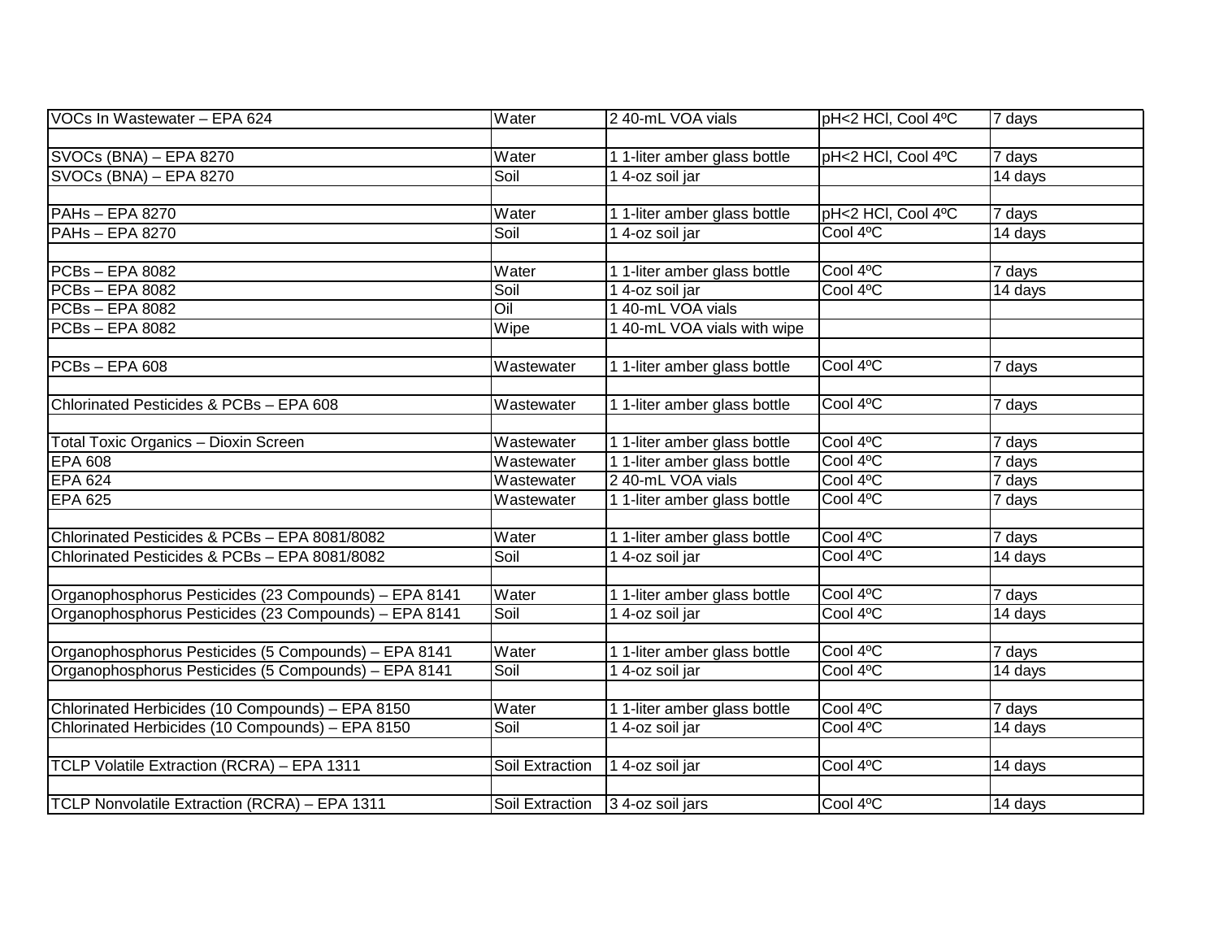| VOCs In Wastewater – EPA 624 | Water | 2 40-mL VOA vials | pH<2 HCl, Cool 4ºC | 7 days |
|---|---|---|---|---|
| | | | | |
| SVOCs (BNA) – EPA 8270 | Water | 1 1-liter amber glass bottle | pH<2 HCl, Cool 4ºC | 7 days |
| SVOCs (BNA) – EPA 8270 | Soil | 1 4-oz soil jar | | 14 days |
| | | | | |
| PAHs – EPA 8270 | Water | 1 1-liter amber glass bottle | pH<2 HCl, Cool 4ºC | 7 days |
| PAHs – EPA 8270 | Soil | 1 4-oz soil jar | Cool 4ºC | 14 days |
| | | | | |
| PCBs – EPA 8082 | Water | 1 1-liter amber glass bottle | Cool 4ºC | 7 days |
| PCBs – EPA 8082 | Soil | 1 4-oz soil jar | Cool 4ºC | 14 days |
| PCBs – EPA 8082 | Oil | 1 40-mL VOA vials | | |
| PCBs – EPA 8082 | Wipe | 1 40-mL VOA vials with wipe | | |
| | | | | |
| PCBs – EPA 608 | Wastewater | 1 1-liter amber glass bottle | Cool 4ºC | 7 days |
| | | | | |
| Chlorinated Pesticides & PCBs – EPA 608 | Wastewater | 1 1-liter amber glass bottle | Cool 4ºC | 7 days |
| | | | | |
| Total Toxic Organics – Dioxin Screen | Wastewater | 1 1-liter amber glass bottle | Cool 4ºC | 7 days |
| EPA 608 | Wastewater | 1 1-liter amber glass bottle | Cool 4ºC | 7 days |
| EPA 624 | Wastewater | 2 40-mL VOA vials | Cool 4ºC | 7 days |
| EPA 625 | Wastewater | 1 1-liter amber glass bottle | Cool 4ºC | 7 days |
| | | | | |
| Chlorinated Pesticides & PCBs – EPA 8081/8082 | Water | 1 1-liter amber glass bottle | Cool 4ºC | 7 days |
| Chlorinated Pesticides & PCBs – EPA 8081/8082 | Soil | 1 4-oz soil jar | Cool 4ºC | 14 days |
| | | | | |
| Organophosphorus Pesticides (23 Compounds) – EPA 8141 | Water | 1 1-liter amber glass bottle | Cool 4ºC | 7 days |
| Organophosphorus Pesticides (23 Compounds) – EPA 8141 | Soil | 1 4-oz soil jar | Cool 4ºC | 14 days |
| | | | | |
| Organophosphorus Pesticides (5 Compounds) – EPA 8141 | Water | 1 1-liter amber glass bottle | Cool 4ºC | 7 days |
| Organophosphorus Pesticides (5 Compounds) – EPA 8141 | Soil | 1 4-oz soil jar | Cool 4ºC | 14 days |
| | | | | |
| Chlorinated Herbicides (10 Compounds) – EPA 8150 | Water | 1 1-liter amber glass bottle | Cool 4ºC | 7 days |
| Chlorinated Herbicides (10 Compounds) – EPA 8150 | Soil | 1 4-oz soil jar | Cool 4ºC | 14 days |
| | | | | |
| TCLP Volatile Extraction (RCRA) – EPA 1311 | Soil Extraction | 1 4-oz soil jar | Cool 4ºC | 14 days |
| | | | | |
| TCLP Nonvolatile Extraction (RCRA) – EPA 1311 | Soil Extraction | 3 4-oz soil jars | Cool 4ºC | 14 days |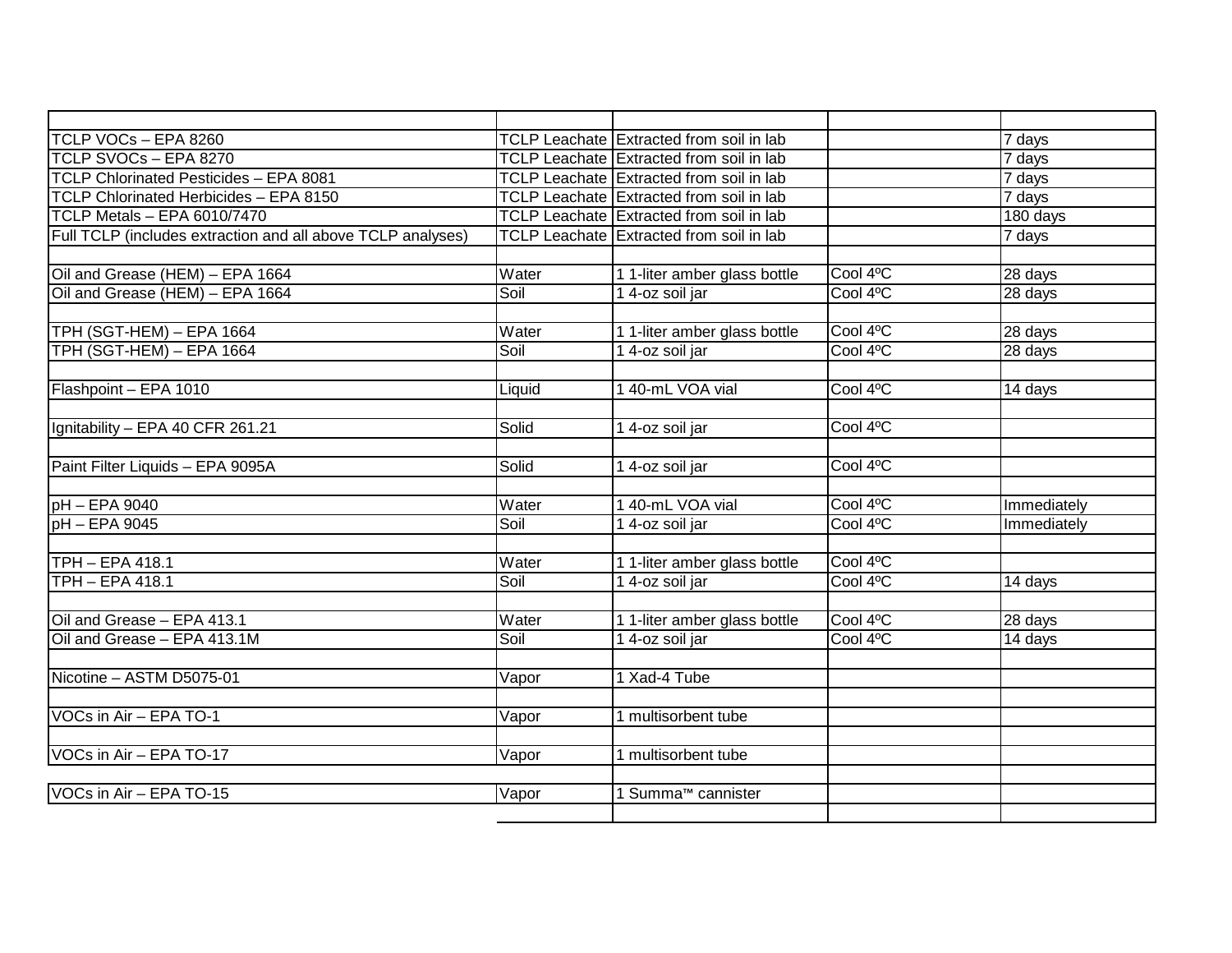| | | | | |
|---|---|---|---|---|
| TCLP VOCs – EPA 8260 | TCLP Leachate | Extracted from soil in lab | | 7 days |
| TCLP SVOCs – EPA 8270 | TCLP Leachate | Extracted from soil in lab | | 7 days |
| TCLP Chlorinated Pesticides – EPA 8081 | TCLP Leachate | Extracted from soil in lab | | 7 days |
| TCLP Chlorinated Herbicides – EPA 8150 | TCLP Leachate | Extracted from soil in lab | | 7 days |
| TCLP Metals – EPA 6010/7470 | TCLP Leachate | Extracted from soil in lab | | 180 days |
| Full TCLP (includes extraction and all above TCLP analyses) | TCLP Leachate | Extracted from soil in lab | | 7 days |
| | | | | |
| Oil and Grease (HEM) – EPA 1664 | Water | 1 1-liter amber glass bottle | Cool 4ºC | 28 days |
| Oil and Grease (HEM) – EPA 1664 | Soil | 1 4-oz soil jar | Cool 4ºC | 28 days |
| | | | | |
| TPH (SGT-HEM) – EPA 1664 | Water | 1 1-liter amber glass bottle | Cool 4ºC | 28 days |
| TPH (SGT-HEM) – EPA 1664 | Soil | 1 4-oz soil jar | Cool 4ºC | 28 days |
| | | | | |
| Flashpoint – EPA 1010 | Liquid | 1 40-mL VOA vial | Cool 4ºC | 14 days |
| | | | | |
| Ignitability – EPA 40 CFR 261.21 | Solid | 1 4-oz soil jar | Cool 4ºC | |
| | | | | |
| Paint Filter Liquids – EPA 9095A | Solid | 1 4-oz soil jar | Cool 4ºC | |
| | | | | |
| pH – EPA 9040 | Water | 1 40-mL VOA vial | Cool 4ºC | Immediately |
| pH – EPA 9045 | Soil | 1 4-oz soil jar | Cool 4ºC | Immediately |
| | | | | |
| TPH – EPA 418.1 | Water | 1 1-liter amber glass bottle | Cool 4ºC | |
| TPH – EPA 418.1 | Soil | 1 4-oz soil jar | Cool 4ºC | 14 days |
| | | | | |
| Oil and Grease – EPA 413.1 | Water | 1 1-liter amber glass bottle | Cool 4ºC | 28 days |
| Oil and Grease – EPA 413.1M | Soil | 1 4-oz soil jar | Cool 4ºC | 14 days |
| | | | | |
| Nicotine – ASTM D5075-01 | Vapor | 1 Xad-4 Tube | | |
| | | | | |
| VOCs in Air – EPA TO-1 | Vapor | 1 multisorbent tube | | |
| | | | | |
| VOCs in Air – EPA TO-17 | Vapor | 1 multisorbent tube | | |
| | | | | |
| VOCs in Air – EPA TO-15 | Vapor | 1 Summa™ cannister | | |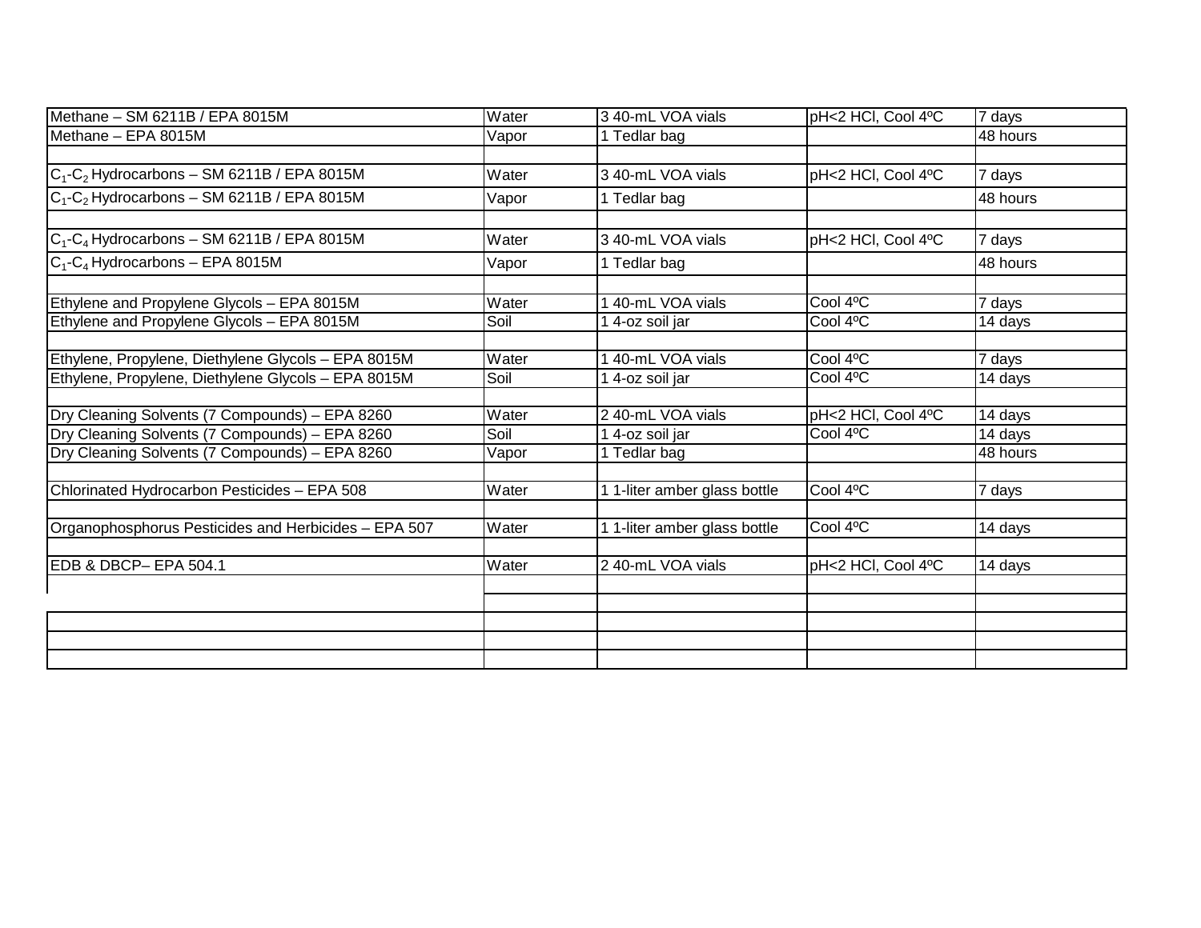| | | | | |
|---|---|---|---|---|
| Methane – SM 6211B / EPA 8015M | Water | 3 40-mL VOA vials | pH<2 HCl, Cool 4ºC | 7 days |
| Methane – EPA 8015M | Vapor | 1 Tedlar bag | | 48 hours |
| | | | | |
| $C_1$-$C_2$ Hydrocarbons – SM 6211B / EPA 8015M | Water | 3 40-mL VOA vials | pH<2 HCl, Cool 4ºC | 7 days |
| $C_1$-$C_2$ Hydrocarbons – SM 6211B / EPA 8015M | Vapor | 1 Tedlar bag | | 48 hours |
| | | | | |
| $C_1$-$C_4$ Hydrocarbons – SM 6211B / EPA 8015M | Water | 3 40-mL VOA vials | pH<2 HCl, Cool 4ºC | 7 days |
| $C_1$-$C_4$ Hydrocarbons – EPA 8015M | Vapor | 1 Tedlar bag | | 48 hours |
| | | | | |
| Ethylene and Propylene Glycols – EPA 8015M | Water | 1 40-mL VOA vials | Cool 4ºC | 7 days |
| Ethylene and Propylene Glycols – EPA 8015M | Soil | 1 4-oz soil jar | Cool 4ºC | 14 days |
| | | | | |
| Ethylene, Propylene, Diethylene Glycols – EPA 8015M | Water | 1 40-mL VOA vials | Cool 4ºC | 7 days |
| Ethylene, Propylene, Diethylene Glycols – EPA 8015M | Soil | 1 4-oz soil jar | Cool 4ºC | 14 days |
| | | | | |
| Dry Cleaning Solvents (7 Compounds) – EPA 8260 | Water | 2 40-mL VOA vials | pH<2 HCl, Cool 4ºC | 14 days |
| Dry Cleaning Solvents (7 Compounds) – EPA 8260 | Soil | 1 4-oz soil jar | Cool 4ºC | 14 days |
| Dry Cleaning Solvents (7 Compounds) – EPA 8260 | Vapor | 1 Tedlar bag | | 48 hours |
| | | | | |
| Chlorinated Hydrocarbon Pesticides – EPA 508 | Water | 1 1-liter amber glass bottle | Cool 4ºC | 7 days |
| | | | | |
| Organophosphorus Pesticides and Herbicides – EPA 507 | Water | 1 1-liter amber glass bottle | Cool 4ºC | 14 days |
| | | | | |
| EDB & DBCP– EPA 504.1 | Water | 2 40-mL VOA vials | pH<2 HCl, Cool 4ºC | 14 days |
| | | | | |
| | | | | |
| | | | | |
| | | | | |
| | | | | |